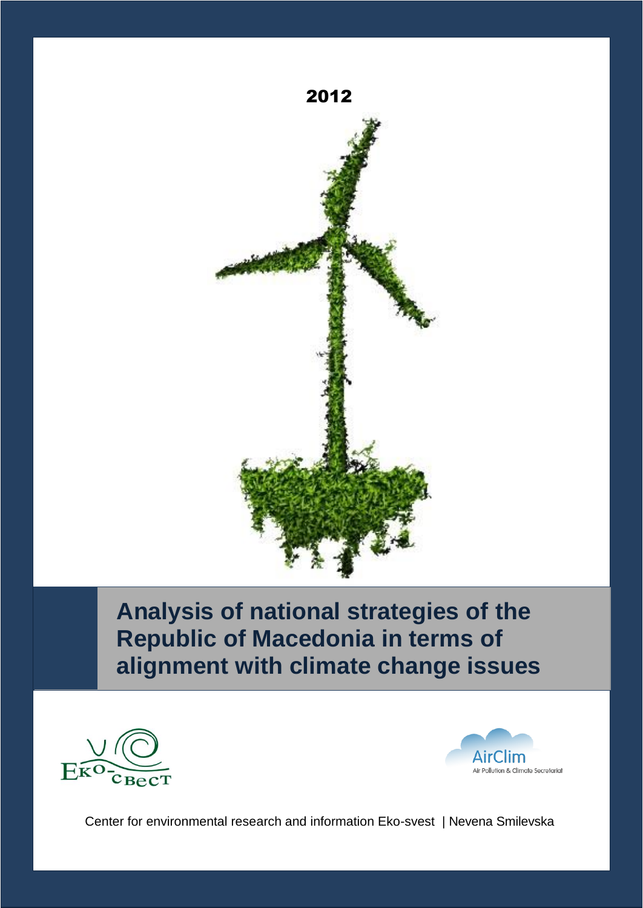2012

# Analysis of national strategies of the Republic of Macedonia in terms of alignment with climate change issues

Center for environmental research and information Eko-svest | Nevena Smilevska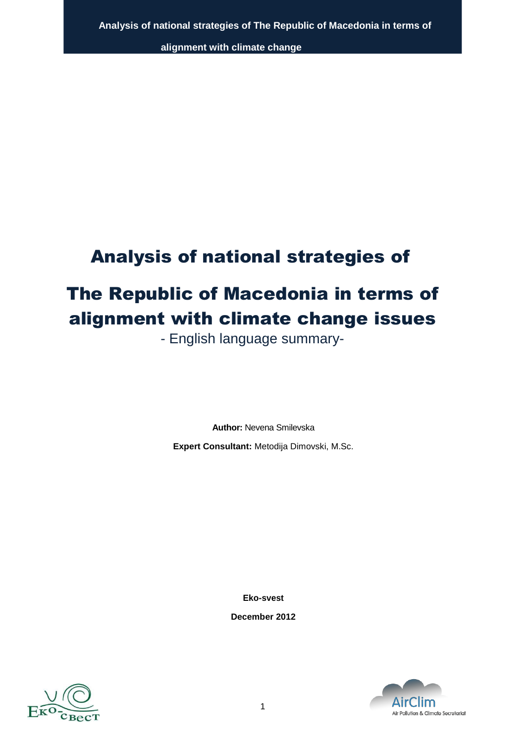# Analysis of national strategies of The Republic of Macedonia in terms of alignment with climate change issues

- English language summary-

**Author:** Nevena Smilevska

**Expert Consultant:** Metodija Dimovski, M.Sc.

**Eko-svest**

**December 2012**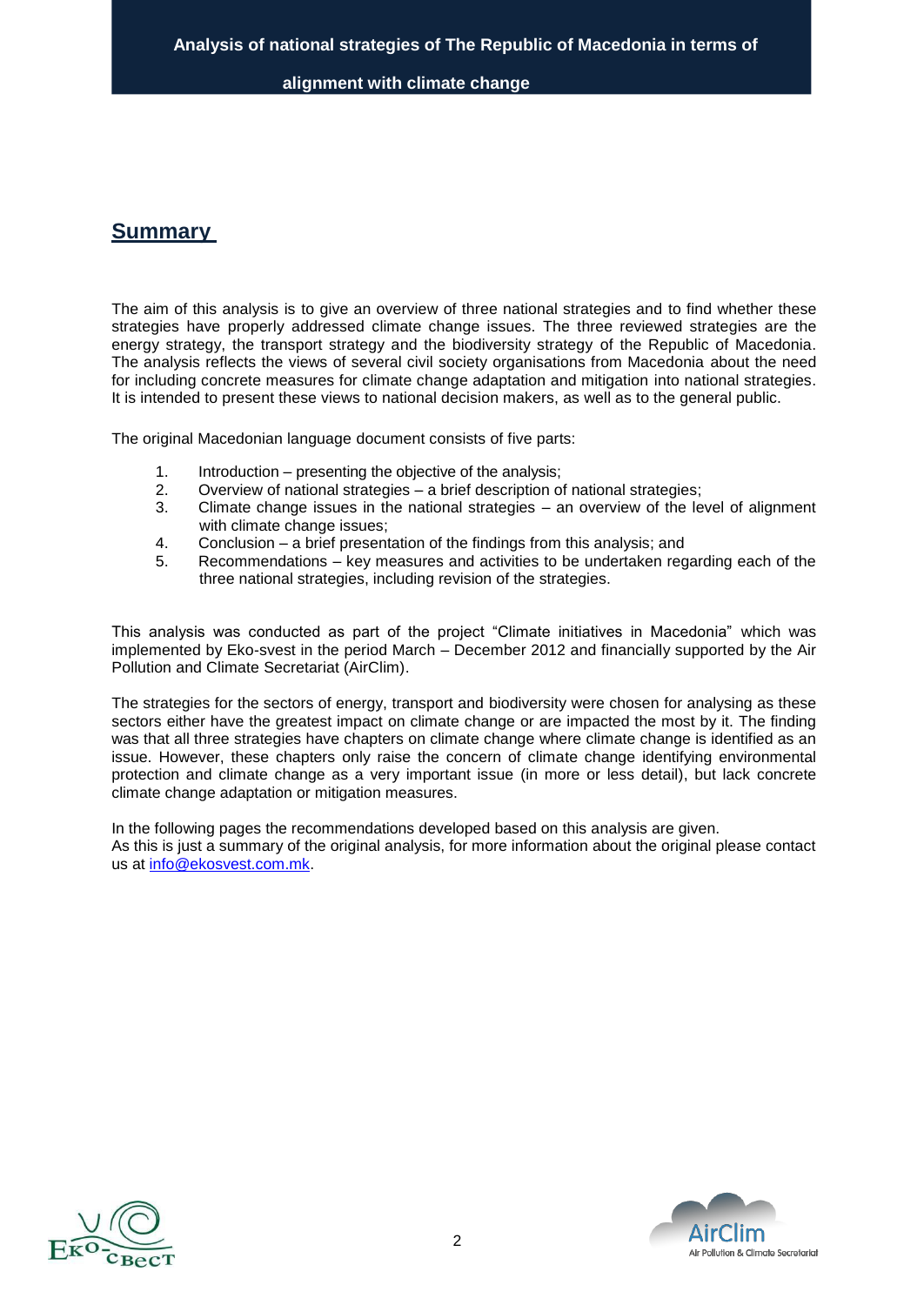## Summary

The aim of this analysis is to give an overview of three national strategies and to find whether these strategies have properly addressed climate change issues. The three reviewed strategies are the energy strategy, the transport strategy and the biodiversity strategy of the Republic of Macedonia. The analysis reflects the views of several civil society organisations from Macedonia about the need for including concrete measures for climate change adaptation and mitigation into national strategies. It is intended to present these views to national decision makers, as well as to the general public.

The original Macedonian language document consists of five parts:

1. Introduction – presenting the objective of the analysis;
2. Overview of national strategies – a brief description of national strategies;
3. Climate change issues in the national strategies – an overview of the level of alignment with climate change issues;
4. Conclusion – a brief presentation of the findings from this analysis; and
5. Recommendations – key measures and activities to be undertaken regarding each of the three national strategies, including revision of the strategies.

This analysis was conducted as part of the project "Climate initiatives in Macedonia" which was implemented by Eko-svest in the period March – December 2012 and financially supported by the Air Pollution and Climate Secretariat (AirClim).

The strategies for the sectors of energy, transport and biodiversity were chosen for analysing as these sectors either have the greatest impact on climate change or are impacted the most by it. The finding was that all three strategies have chapters on climate change where climate change is identified as an issue. However, these chapters only raise the concern of climate change identifying environmental protection and climate change as a very important issue (in more or less detail), but lack concrete climate change adaptation or mitigation measures.

In the following pages the recommendations developed based on this analysis are given.
As this is just a summary of the original analysis, for more information about the original please contact us at info@ekosvest.com.mk.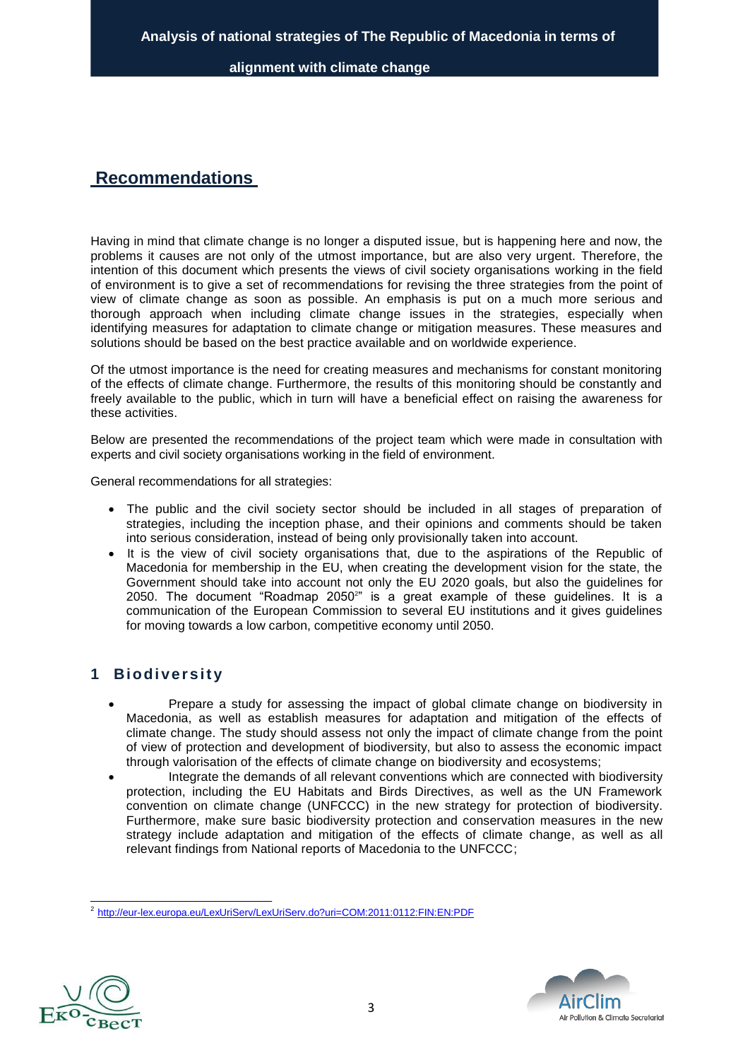## Recommendations

Having in mind that climate change is no longer a disputed issue, but is happening here and now, the problems it causes are not only of the utmost importance, but are also very urgent. Therefore, the intention of this document which presents the views of civil society organisations working in the field of environment is to give a set of recommendations for revising the three strategies from the point of view of climate change as soon as possible. An emphasis is put on a much more serious and thorough approach when including climate change issues in the strategies, especially when identifying measures for adaptation to climate change or mitigation measures. These measures and solutions should be based on the best practice available and on worldwide experience.

Of the utmost importance is the need for creating measures and mechanisms for constant monitoring of the effects of climate change. Furthermore, the results of this monitoring should be constantly and freely available to the public, which in turn will have a beneficial effect on raising the awareness for these activities.

Below are presented the recommendations of the project team which were made in consultation with experts and civil society organisations working in the field of environment.

General recommendations for all strategies:

- The public and the civil society sector should be included in all stages of preparation of strategies, including the inception phase, and their opinions and comments should be taken into serious consideration, instead of being only provisionally taken into account.
- It is the view of civil society organisations that, due to the aspirations of the Republic of Macedonia for membership in the EU, when creating the development vision for the state, the Government should take into account not only the EU 2020 goals, but also the guidelines for 2050. The document "Roadmap 2050[2]" is a great example of these guidelines. It is a communication of the European Commission to several EU institutions and it gives guidelines for moving towards a low carbon, competitive economy until 2050.

## 1 Biodiversity

- Prepare a study for assessing the impact of global climate change on biodiversity in Macedonia, as well as establish measures for adaptation and mitigation of the effects of climate change. The study should assess not only the impact of climate change from the point of view of protection and development of biodiversity, but also to assess the economic impact through valorisation of the effects of climate change on biodiversity and ecosystems;
- Integrate the demands of all relevant conventions which are connected with biodiversity protection, including the EU Habitats and Birds Directives, as well as the UN Framework convention on climate change (UNFCCC) in the new strategy for protection of biodiversity. Furthermore, make sure basic biodiversity protection and conservation measures in the new strategy include adaptation and mitigation of the effects of climate change, as well as all relevant findings from National reports of Macedonia to the UNFCCC;

[2] http://eur-lex.europa.eu/LexUriServ/LexUriServ.do?uri=COM:2011:0112:FIN:EN:PDF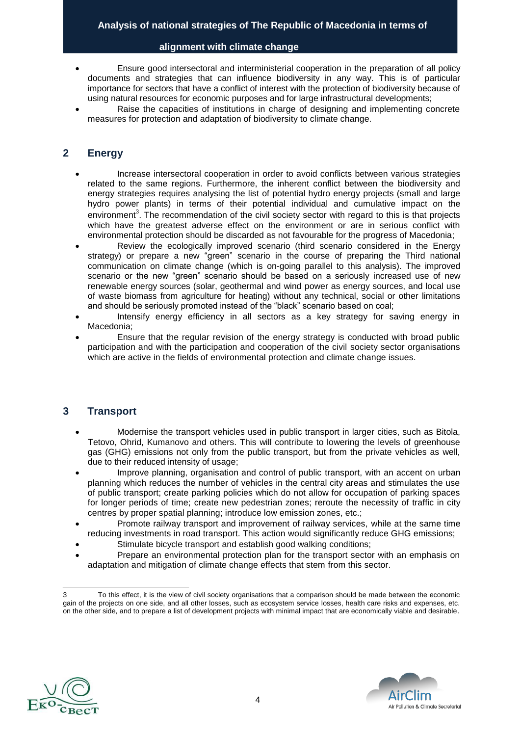- Ensure good intersectoral and interministerial cooperation in the preparation of all policy documents and strategies that can influence biodiversity in any way. This is of particular importance for sectors that have a conflict of interest with the protection of biodiversity because of using natural resources for economic purposes and for large infrastructural developments;
- Raise the capacities of institutions in charge of designing and implementing concrete measures for protection and adaptation of biodiversity to climate change.

## 2 Energy

- Increase intersectoral cooperation in order to avoid conflicts between various strategies related to the same regions. Furthermore, the inherent conflict between the biodiversity and energy strategies requires analysing the list of potential hydro energy projects (small and large hydro power plants) in terms of their potential individual and cumulative impact on the environment[3]. The recommendation of the civil society sector with regard to this is that projects which have the greatest adverse effect on the environment or are in serious conflict with environmental protection should be discarded as not favourable for the progress of Macedonia;
- Review the ecologically improved scenario (third scenario considered in the Energy strategy) or prepare a new "green" scenario in the course of preparing the Third national communication on climate change (which is on-going parallel to this analysis). The improved scenario or the new "green" scenario should be based on a seriously increased use of new renewable energy sources (solar, geothermal and wind power as energy sources, and local use of waste biomass from agriculture for heating) without any technical, social or other limitations and should be seriously promoted instead of the "black" scenario based on coal;
- Intensify energy efficiency in all sectors as a key strategy for saving energy in Macedonia;
- Ensure that the regular revision of the energy strategy is conducted with broad public participation and with the participation and cooperation of the civil society sector organisations which are active in the fields of environmental protection and climate change issues.

## 3 Transport

- Modernise the transport vehicles used in public transport in larger cities, such as Bitola, Tetovo, Ohrid, Kumanovo and others. This will contribute to lowering the levels of greenhouse gas (GHG) emissions not only from the public transport, but from the private vehicles as well, due to their reduced intensity of usage;
- Improve planning, organisation and control of public transport, with an accent on urban planning which reduces the number of vehicles in the central city areas and stimulates the use of public transport; create parking policies which do not allow for occupation of parking spaces for longer periods of time; create new pedestrian zones; reroute the necessity of traffic in city centres by proper spatial planning; introduce low emission zones, etc.;
- Promote railway transport and improvement of railway services, while at the same time reducing investments in road transport. This action would significantly reduce GHG emissions;
- Stimulate bicycle transport and establish good walking conditions;
- Prepare an environmental protection plan for the transport sector with an emphasis on adaptation and mitigation of climate change effects that stem from this sector.

---

3 To this effect, it is the view of civil society organisations that a comparison should be made between the economic gain of the projects on one side, and all other losses, such as ecosystem service losses, health care risks and expenses, etc. on the other side, and to prepare a list of development projects with minimal impact that are economically viable and desirable.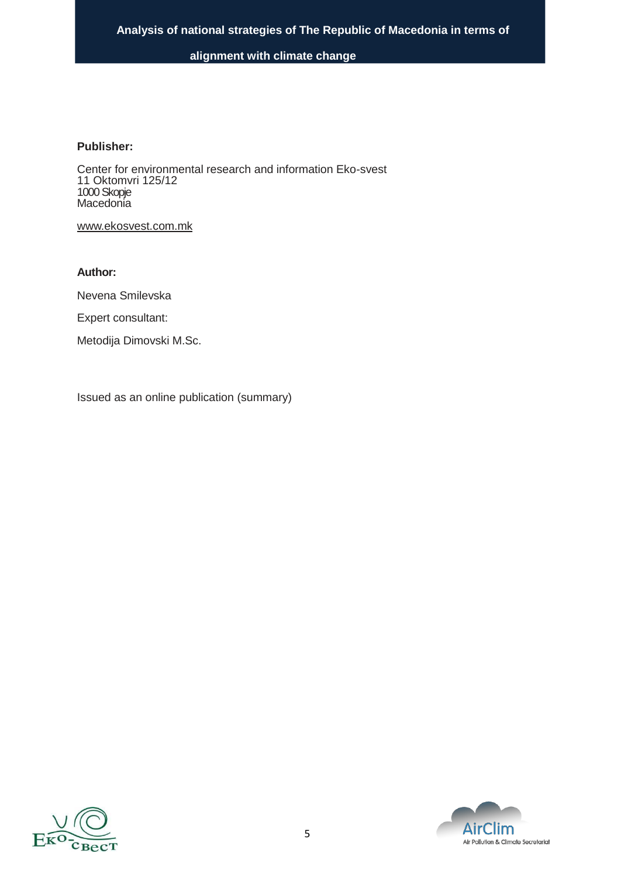**Publisher:**

Center for environmental research and information Eko-svest
11 Oktomvri 125/12
1000 Skopje
Macedonia

www.ekosvest.com.mk

**Author:**

Nevena Smilevska

Expert consultant:

Metodija Dimovski M.Sc.

Issued as an online publication (summary)